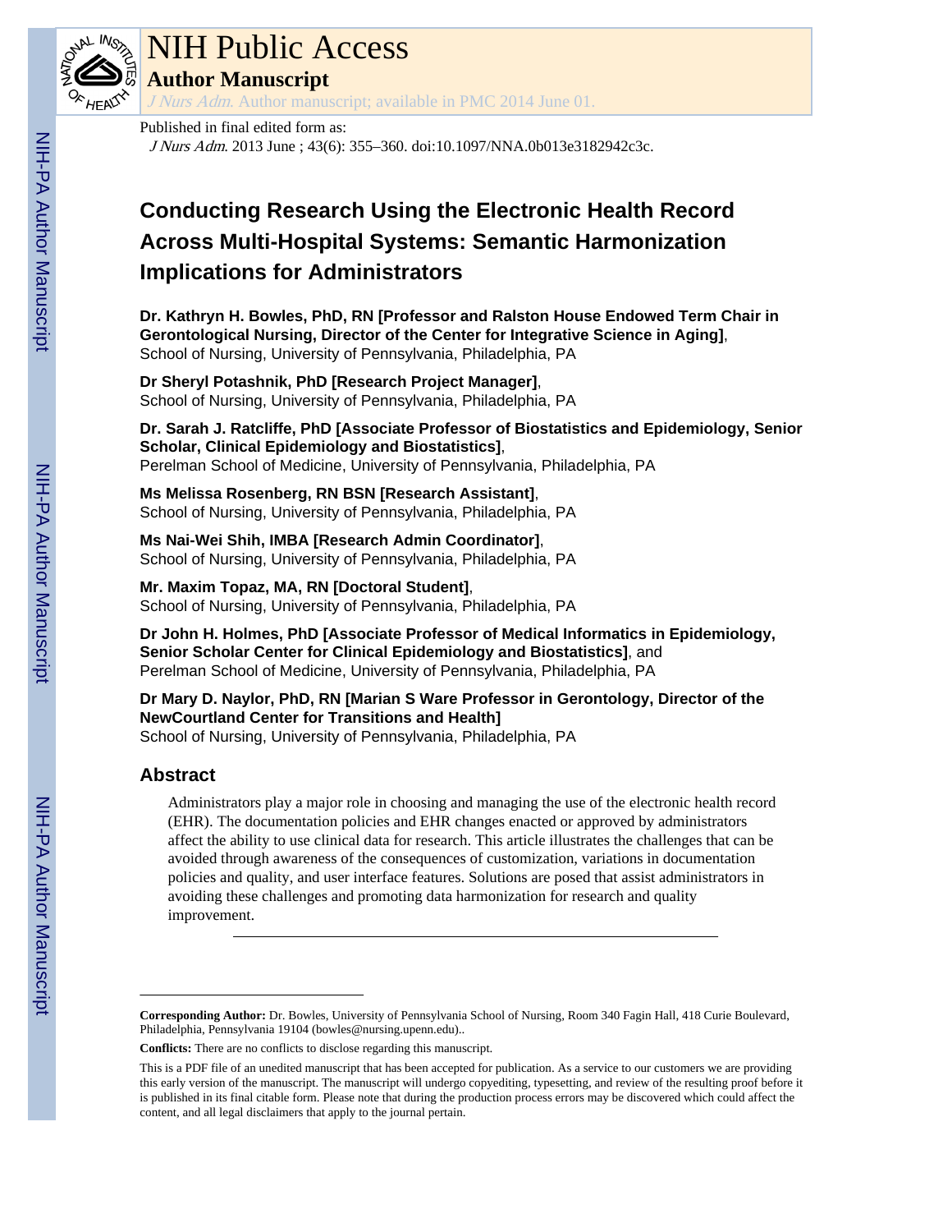# NIH Public Access

## Author Manuscript

*J Nurs Adm*. Author manuscript; available in PMC 2014 June 01.

Published in final edited form as:

*J Nurs Adm*. 2013 June ; 43(6): 355–360. doi:10.1097/NNA.0b013e3182942c3c.

# Conducting Research Using the Electronic Health Record Across Multi-Hospital Systems: Semantic Harmonization Implications for Administrators

**Dr. Kathryn H. Bowles, PhD, RN [Professor and Ralston House Endowed Term Chair in Gerontological Nursing, Director of the Center for Integrative Science in Aging]**,
School of Nursing, University of Pennsylvania, Philadelphia, PA

**Dr Sheryl Potashnik, PhD [Research Project Manager]**,
School of Nursing, University of Pennsylvania, Philadelphia, PA

**Dr. Sarah J. Ratcliffe, PhD [Associate Professor of Biostatistics and Epidemiology, Senior Scholar, Clinical Epidemiology and Biostatistics]**,
Perelman School of Medicine, University of Pennsylvania, Philadelphia, PA

**Ms Melissa Rosenberg, RN BSN [Research Assistant]**,
School of Nursing, University of Pennsylvania, Philadelphia, PA

**Ms Nai-Wei Shih, IMBA [Research Admin Coordinator]**,
School of Nursing, University of Pennsylvania, Philadelphia, PA

**Mr. Maxim Topaz, MA, RN [Doctoral Student]**,
School of Nursing, University of Pennsylvania, Philadelphia, PA

**Dr John H. Holmes, PhD [Associate Professor of Medical Informatics in Epidemiology, Senior Scholar Center for Clinical Epidemiology and Biostatistics]**, and
Perelman School of Medicine, University of Pennsylvania, Philadelphia, PA

**Dr Mary D. Naylor, PhD, RN [Marian S Ware Professor in Gerontology, Director of the NewCourtland Center for Transitions and Health]**
School of Nursing, University of Pennsylvania, Philadelphia, PA

## Abstract

Administrators play a major role in choosing and managing the use of the electronic health record (EHR). The documentation policies and EHR changes enacted or approved by administrators affect the ability to use clinical data for research. This article illustrates the challenges that can be avoided through awareness of the consequences of customization, variations in documentation policies and quality, and user interface features. Solutions are posed that assist administrators in avoiding these challenges and promoting data harmonization for research and quality improvement.

---

**Corresponding Author:** Dr. Bowles, University of Pennsylvania School of Nursing, Room 340 Fagin Hall, 418 Curie Boulevard, Philadelphia, Pennsylvania 19104 (bowles@nursing.upenn.edu)..

**Conflicts:** There are no conflicts to disclose regarding this manuscript.

This is a PDF file of an unedited manuscript that has been accepted for publication. As a service to our customers we are providing this early version of the manuscript. The manuscript will undergo copyediting, typesetting, and review of the resulting proof before it is published in its final citable form. Please note that during the production process errors may be discovered which could affect the content, and all legal disclaimers that apply to the journal pertain.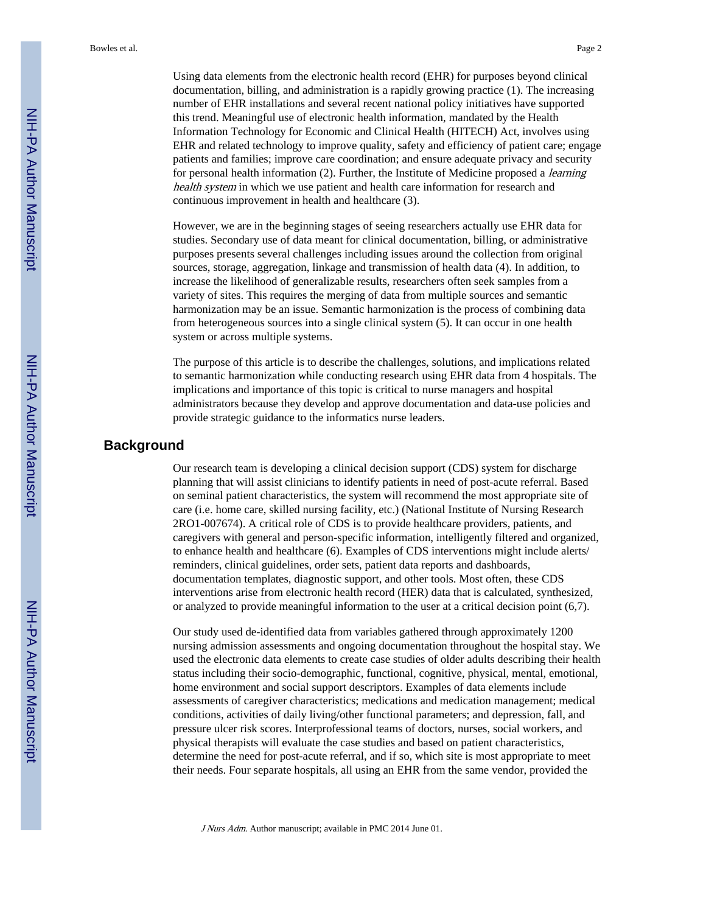Using data elements from the electronic health record (EHR) for purposes beyond clinical documentation, billing, and administration is a rapidly growing practice (1). The increasing number of EHR installations and several recent national policy initiatives have supported this trend. Meaningful use of electronic health information, mandated by the Health Information Technology for Economic and Clinical Health (HITECH) Act, involves using EHR and related technology to improve quality, safety and efficiency of patient care; engage patients and families; improve care coordination; and ensure adequate privacy and security for personal health information (2). Further, the Institute of Medicine proposed a *learning health system* in which we use patient and health care information for research and continuous improvement in health and healthcare (3).

However, we are in the beginning stages of seeing researchers actually use EHR data for studies. Secondary use of data meant for clinical documentation, billing, or administrative purposes presents several challenges including issues around the collection from original sources, storage, aggregation, linkage and transmission of health data (4). In addition, to increase the likelihood of generalizable results, researchers often seek samples from a variety of sites. This requires the merging of data from multiple sources and semantic harmonization may be an issue. Semantic harmonization is the process of combining data from heterogeneous sources into a single clinical system (5). It can occur in one health system or across multiple systems.

The purpose of this article is to describe the challenges, solutions, and implications related to semantic harmonization while conducting research using EHR data from 4 hospitals. The implications and importance of this topic is critical to nurse managers and hospital administrators because they develop and approve documentation and data-use policies and provide strategic guidance to the informatics nurse leaders.

## Background

Our research team is developing a clinical decision support (CDS) system for discharge planning that will assist clinicians to identify patients in need of post-acute referral. Based on seminal patient characteristics, the system will recommend the most appropriate site of care (i.e. home care, skilled nursing facility, etc.) (National Institute of Nursing Research 2RO1-007674). A critical role of CDS is to provide healthcare providers, patients, and caregivers with general and person-specific information, intelligently filtered and organized, to enhance health and healthcare (6). Examples of CDS interventions might include alerts/reminders, clinical guidelines, order sets, patient data reports and dashboards, documentation templates, diagnostic support, and other tools. Most often, these CDS interventions arise from electronic health record (HER) data that is calculated, synthesized, or analyzed to provide meaningful information to the user at a critical decision point (6,7).

Our study used de-identified data from variables gathered through approximately 1200 nursing admission assessments and ongoing documentation throughout the hospital stay. We used the electronic data elements to create case studies of older adults describing their health status including their socio-demographic, functional, cognitive, physical, mental, emotional, home environment and social support descriptors. Examples of data elements include assessments of caregiver characteristics; medications and medication management; medical conditions, activities of daily living/other functional parameters; and depression, fall, and pressure ulcer risk scores. Interprofessional teams of doctors, nurses, social workers, and physical therapists will evaluate the case studies and based on patient characteristics, determine the need for post-acute referral, and if so, which site is most appropriate to meet their needs. Four separate hospitals, all using an EHR from the same vendor, provided the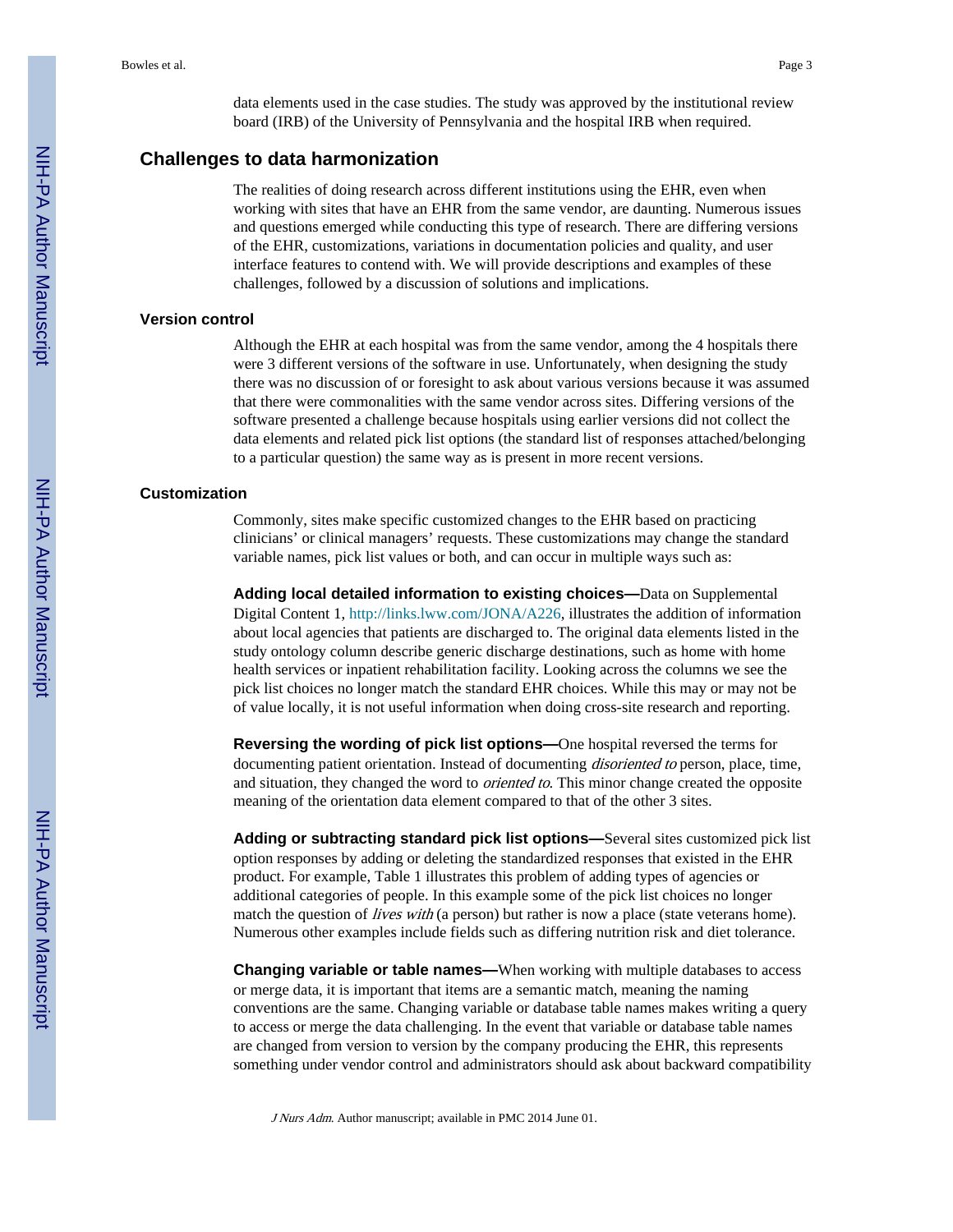data elements used in the case studies. The study was approved by the institutional review board (IRB) of the University of Pennsylvania and the hospital IRB when required.

## Challenges to data harmonization

The realities of doing research across different institutions using the EHR, even when working with sites that have an EHR from the same vendor, are daunting. Numerous issues and questions emerged while conducting this type of research. There are differing versions of the EHR, customizations, variations in documentation policies and quality, and user interface features to contend with. We will provide descriptions and examples of these challenges, followed by a discussion of solutions and implications.

### Version control

Although the EHR at each hospital was from the same vendor, among the 4 hospitals there were 3 different versions of the software in use. Unfortunately, when designing the study there was no discussion of or foresight to ask about various versions because it was assumed that there were commonalities with the same vendor across sites. Differing versions of the software presented a challenge because hospitals using earlier versions did not collect the data elements and related pick list options (the standard list of responses attached/belonging to a particular question) the same way as is present in more recent versions.

### Customization

Commonly, sites make specific customized changes to the EHR based on practicing clinicians' or clinical managers' requests. These customizations may change the standard variable names, pick list values or both, and can occur in multiple ways such as:

**Adding local detailed information to existing choices—**Data on Supplemental Digital Content 1, http://links.lww.com/JONA/A226, illustrates the addition of information about local agencies that patients are discharged to. The original data elements listed in the study ontology column describe generic discharge destinations, such as home with home health services or inpatient rehabilitation facility. Looking across the columns we see the pick list choices no longer match the standard EHR choices. While this may or may not be of value locally, it is not useful information when doing cross-site research and reporting.

**Reversing the wording of pick list options—**One hospital reversed the terms for documenting patient orientation. Instead of documenting *disoriented to* person, place, time, and situation, they changed the word to *oriented to*. This minor change created the opposite meaning of the orientation data element compared to that of the other 3 sites.

**Adding or subtracting standard pick list options—**Several sites customized pick list option responses by adding or deleting the standardized responses that existed in the EHR product. For example, Table 1 illustrates this problem of adding types of agencies or additional categories of people. In this example some of the pick list choices no longer match the question of *lives with* (a person) but rather is now a place (state veterans home). Numerous other examples include fields such as differing nutrition risk and diet tolerance.

**Changing variable or table names—**When working with multiple databases to access or merge data, it is important that items are a semantic match, meaning the naming conventions are the same. Changing variable or database table names makes writing a query to access or merge the data challenging. In the event that variable or database table names are changed from version to version by the company producing the EHR, this represents something under vendor control and administrators should ask about backward compatibility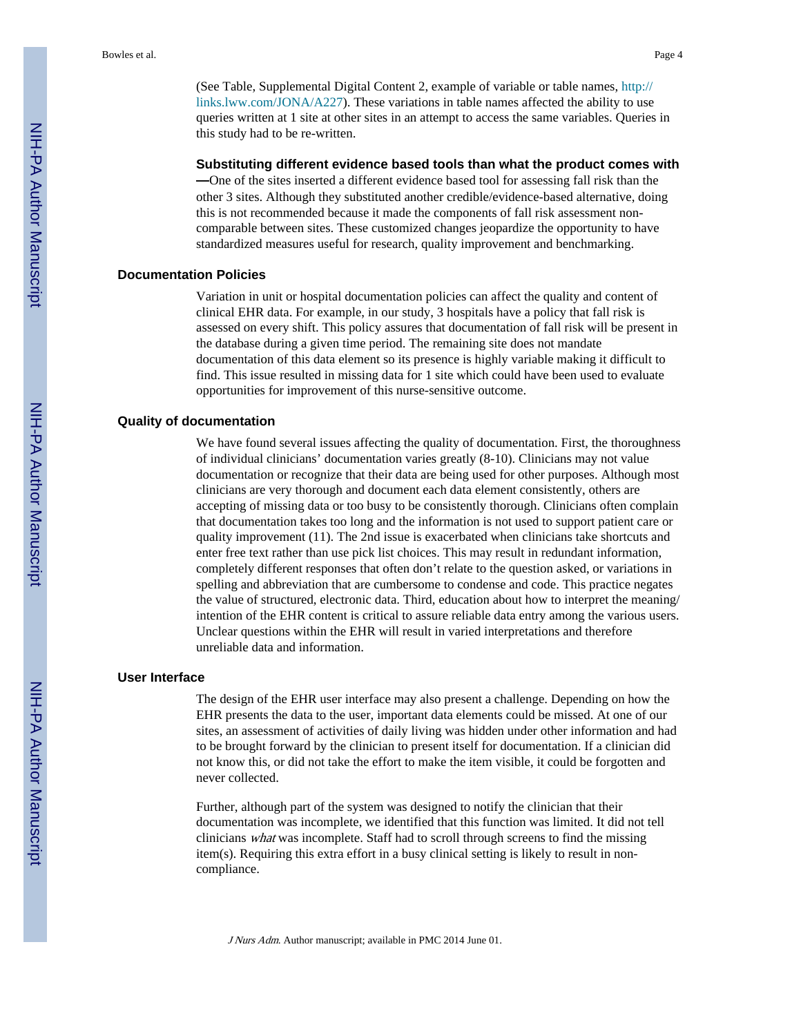(See Table, Supplemental Digital Content 2, example of variable or table names, http://links.lww.com/JONA/A227). These variations in table names affected the ability to use queries written at 1 site at other sites in an attempt to access the same variables. Queries in this study had to be re-written.

**Substituting different evidence based tools than what the product comes with—**One of the sites inserted a different evidence based tool for assessing fall risk than the other 3 sites. Although they substituted another credible/evidence-based alternative, doing this is not recommended because it made the components of fall risk assessment non-comparable between sites. These customized changes jeopardize the opportunity to have standardized measures useful for research, quality improvement and benchmarking.

### Documentation Policies

Variation in unit or hospital documentation policies can affect the quality and content of clinical EHR data. For example, in our study, 3 hospitals have a policy that fall risk is assessed on every shift. This policy assures that documentation of fall risk will be present in the database during a given time period. The remaining site does not mandate documentation of this data element so its presence is highly variable making it difficult to find. This issue resulted in missing data for 1 site which could have been used to evaluate opportunities for improvement of this nurse-sensitive outcome.

### Quality of documentation

We have found several issues affecting the quality of documentation. First, the thoroughness of individual clinicians' documentation varies greatly (8-10). Clinicians may not value documentation or recognize that their data are being used for other purposes. Although most clinicians are very thorough and document each data element consistently, others are accepting of missing data or too busy to be consistently thorough. Clinicians often complain that documentation takes too long and the information is not used to support patient care or quality improvement (11). The 2nd issue is exacerbated when clinicians take shortcuts and enter free text rather than use pick list choices. This may result in redundant information, completely different responses that often don't relate to the question asked, or variations in spelling and abbreviation that are cumbersome to condense and code. This practice negates the value of structured, electronic data. Third, education about how to interpret the meaning/intention of the EHR content is critical to assure reliable data entry among the various users. Unclear questions within the EHR will result in varied interpretations and therefore unreliable data and information.

### User Interface

The design of the EHR user interface may also present a challenge. Depending on how the EHR presents the data to the user, important data elements could be missed. At one of our sites, an assessment of activities of daily living was hidden under other information and had to be brought forward by the clinician to present itself for documentation. If a clinician did not know this, or did not take the effort to make the item visible, it could be forgotten and never collected.

Further, although part of the system was designed to notify the clinician that their documentation was incomplete, we identified that this function was limited. It did not tell clinicians *what* was incomplete. Staff had to scroll through screens to find the missing item(s). Requiring this extra effort in a busy clinical setting is likely to result in non-compliance.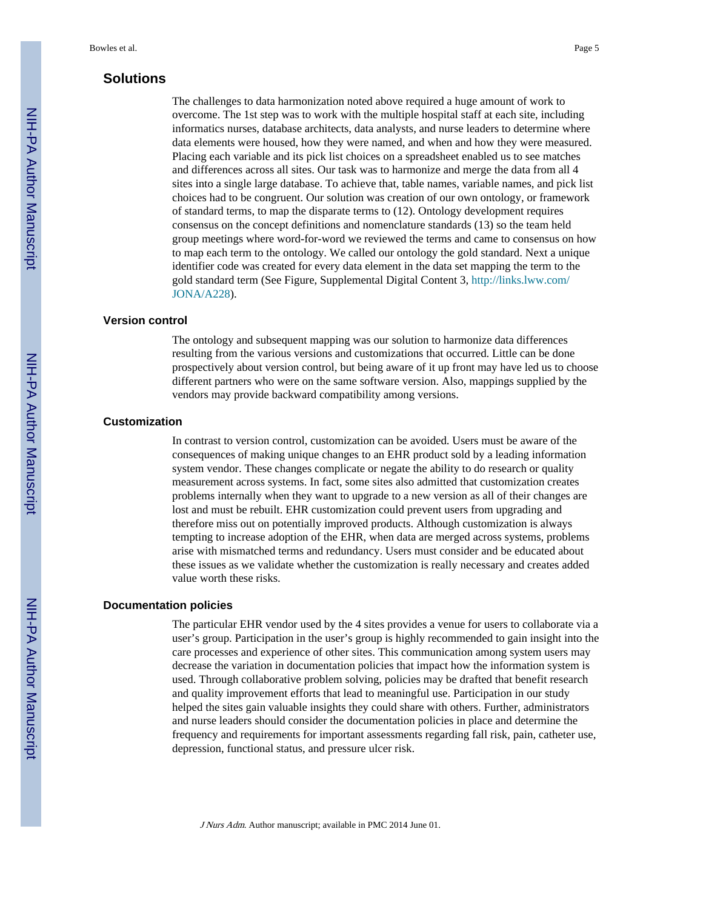## Solutions

The challenges to data harmonization noted above required a huge amount of work to overcome. The 1st step was to work with the multiple hospital staff at each site, including informatics nurses, database architects, data analysts, and nurse leaders to determine where data elements were housed, how they were named, and when and how they were measured. Placing each variable and its pick list choices on a spreadsheet enabled us to see matches and differences across all sites. Our task was to harmonize and merge the data from all 4 sites into a single large database. To achieve that, table names, variable names, and pick list choices had to be congruent. Our solution was creation of our own ontology, or framework of standard terms, to map the disparate terms to (12). Ontology development requires consensus on the concept definitions and nomenclature standards (13) so the team held group meetings where word-for-word we reviewed the terms and came to consensus on how to map each term to the ontology. We called our ontology the gold standard. Next a unique identifier code was created for every data element in the data set mapping the term to the gold standard term (See Figure, Supplemental Digital Content 3, http://links.lww.com/JONA/A228).

### Version control

The ontology and subsequent mapping was our solution to harmonize data differences resulting from the various versions and customizations that occurred. Little can be done prospectively about version control, but being aware of it up front may have led us to choose different partners who were on the same software version. Also, mappings supplied by the vendors may provide backward compatibility among versions.

### Customization

In contrast to version control, customization can be avoided. Users must be aware of the consequences of making unique changes to an EHR product sold by a leading information system vendor. These changes complicate or negate the ability to do research or quality measurement across systems. In fact, some sites also admitted that customization creates problems internally when they want to upgrade to a new version as all of their changes are lost and must be rebuilt. EHR customization could prevent users from upgrading and therefore miss out on potentially improved products. Although customization is always tempting to increase adoption of the EHR, when data are merged across systems, problems arise with mismatched terms and redundancy. Users must consider and be educated about these issues as we validate whether the customization is really necessary and creates added value worth these risks.

### Documentation policies

The particular EHR vendor used by the 4 sites provides a venue for users to collaborate via a user's group. Participation in the user's group is highly recommended to gain insight into the care processes and experience of other sites. This communication among system users may decrease the variation in documentation policies that impact how the information system is used. Through collaborative problem solving, policies may be drafted that benefit research and quality improvement efforts that lead to meaningful use. Participation in our study helped the sites gain valuable insights they could share with others. Further, administrators and nurse leaders should consider the documentation policies in place and determine the frequency and requirements for important assessments regarding fall risk, pain, catheter use, depression, functional status, and pressure ulcer risk.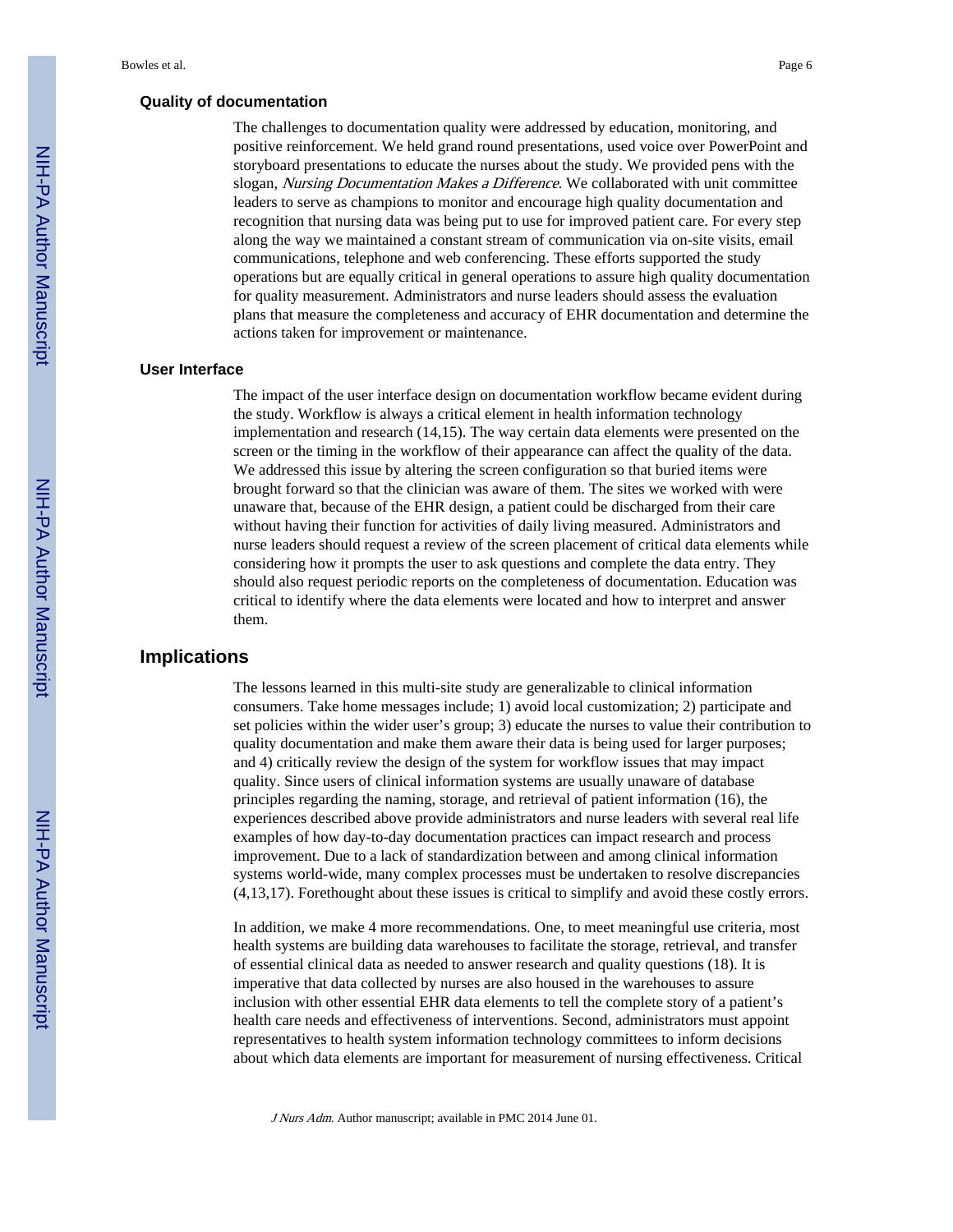### Quality of documentation

The challenges to documentation quality were addressed by education, monitoring, and positive reinforcement. We held grand round presentations, used voice over PowerPoint and storyboard presentations to educate the nurses about the study. We provided pens with the slogan, *Nursing Documentation Makes a Difference*. We collaborated with unit committee leaders to serve as champions to monitor and encourage high quality documentation and recognition that nursing data was being put to use for improved patient care. For every step along the way we maintained a constant stream of communication via on-site visits, email communications, telephone and web conferencing. These efforts supported the study operations but are equally critical in general operations to assure high quality documentation for quality measurement. Administrators and nurse leaders should assess the evaluation plans that measure the completeness and accuracy of EHR documentation and determine the actions taken for improvement or maintenance.

### User Interface

The impact of the user interface design on documentation workflow became evident during the study. Workflow is always a critical element in health information technology implementation and research (14,15). The way certain data elements were presented on the screen or the timing in the workflow of their appearance can affect the quality of the data. We addressed this issue by altering the screen configuration so that buried items were brought forward so that the clinician was aware of them. The sites we worked with were unaware that, because of the EHR design, a patient could be discharged from their care without having their function for activities of daily living measured. Administrators and nurse leaders should request a review of the screen placement of critical data elements while considering how it prompts the user to ask questions and complete the data entry. They should also request periodic reports on the completeness of documentation. Education was critical to identify where the data elements were located and how to interpret and answer them.

## Implications

The lessons learned in this multi-site study are generalizable to clinical information consumers. Take home messages include; 1) avoid local customization; 2) participate and set policies within the wider user's group; 3) educate the nurses to value their contribution to quality documentation and make them aware their data is being used for larger purposes; and 4) critically review the design of the system for workflow issues that may impact quality. Since users of clinical information systems are usually unaware of database principles regarding the naming, storage, and retrieval of patient information (16), the experiences described above provide administrators and nurse leaders with several real life examples of how day-to-day documentation practices can impact research and process improvement. Due to a lack of standardization between and among clinical information systems world-wide, many complex processes must be undertaken to resolve discrepancies (4,13,17). Forethought about these issues is critical to simplify and avoid these costly errors.

In addition, we make 4 more recommendations. One, to meet meaningful use criteria, most health systems are building data warehouses to facilitate the storage, retrieval, and transfer of essential clinical data as needed to answer research and quality questions (18). It is imperative that data collected by nurses are also housed in the warehouses to assure inclusion with other essential EHR data elements to tell the complete story of a patient's health care needs and effectiveness of interventions. Second, administrators must appoint representatives to health system information technology committees to inform decisions about which data elements are important for measurement of nursing effectiveness. Critical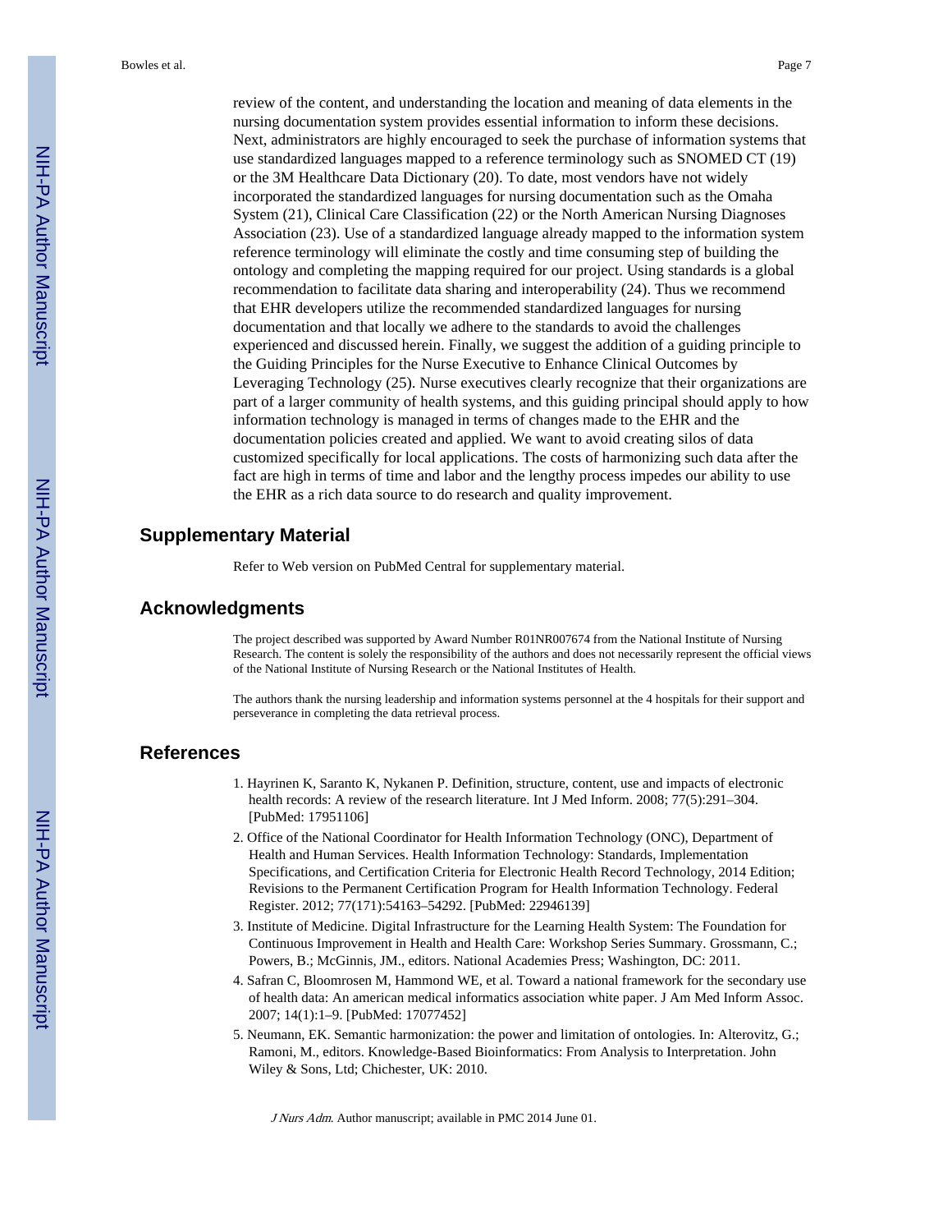review of the content, and understanding the location and meaning of data elements in the nursing documentation system provides essential information to inform these decisions. Next, administrators are highly encouraged to seek the purchase of information systems that use standardized languages mapped to a reference terminology such as SNOMED CT (19) or the 3M Healthcare Data Dictionary (20). To date, most vendors have not widely incorporated the standardized languages for nursing documentation such as the Omaha System (21), Clinical Care Classification (22) or the North American Nursing Diagnoses Association (23). Use of a standardized language already mapped to the information system reference terminology will eliminate the costly and time consuming step of building the ontology and completing the mapping required for our project. Using standards is a global recommendation to facilitate data sharing and interoperability (24). Thus we recommend that EHR developers utilize the recommended standardized languages for nursing documentation and that locally we adhere to the standards to avoid the challenges experienced and discussed herein. Finally, we suggest the addition of a guiding principle to the Guiding Principles for the Nurse Executive to Enhance Clinical Outcomes by Leveraging Technology (25). Nurse executives clearly recognize that their organizations are part of a larger community of health systems, and this guiding principal should apply to how information technology is managed in terms of changes made to the EHR and the documentation policies created and applied. We want to avoid creating silos of data customized specifically for local applications. The costs of harmonizing such data after the fact are high in terms of time and labor and the lengthy process impedes our ability to use the EHR as a rich data source to do research and quality improvement.

## Supplementary Material

Refer to Web version on PubMed Central for supplementary material.

## Acknowledgments

The project described was supported by Award Number R01NR007674 from the National Institute of Nursing Research. The content is solely the responsibility of the authors and does not necessarily represent the official views of the National Institute of Nursing Research or the National Institutes of Health.

The authors thank the nursing leadership and information systems personnel at the 4 hospitals for their support and perseverance in completing the data retrieval process.

## References

1. Hayrinen K, Saranto K, Nykanen P. Definition, structure, content, use and impacts of electronic health records: A review of the research literature. Int J Med Inform. 2008; 77(5):291–304. [PubMed: 17951106]
2. Office of the National Coordinator for Health Information Technology (ONC), Department of Health and Human Services. Health Information Technology: Standards, Implementation Specifications, and Certification Criteria for Electronic Health Record Technology, 2014 Edition; Revisions to the Permanent Certification Program for Health Information Technology. Federal Register. 2012; 77(171):54163–54292. [PubMed: 22946139]
3. Institute of Medicine. Digital Infrastructure for the Learning Health System: The Foundation for Continuous Improvement in Health and Health Care: Workshop Series Summary. Grossmann, C.; Powers, B.; McGinnis, JM., editors. National Academies Press; Washington, DC: 2011.
4. Safran C, Bloomrosen M, Hammond WE, et al. Toward a national framework for the secondary use of health data: An american medical informatics association white paper. J Am Med Inform Assoc. 2007; 14(1):1–9. [PubMed: 17077452]
5. Neumann, EK. Semantic harmonization: the power and limitation of ontologies. In: Alterovitz, G.; Ramoni, M., editors. Knowledge-Based Bioinformatics: From Analysis to Interpretation. John Wiley & Sons, Ltd; Chichester, UK: 2010.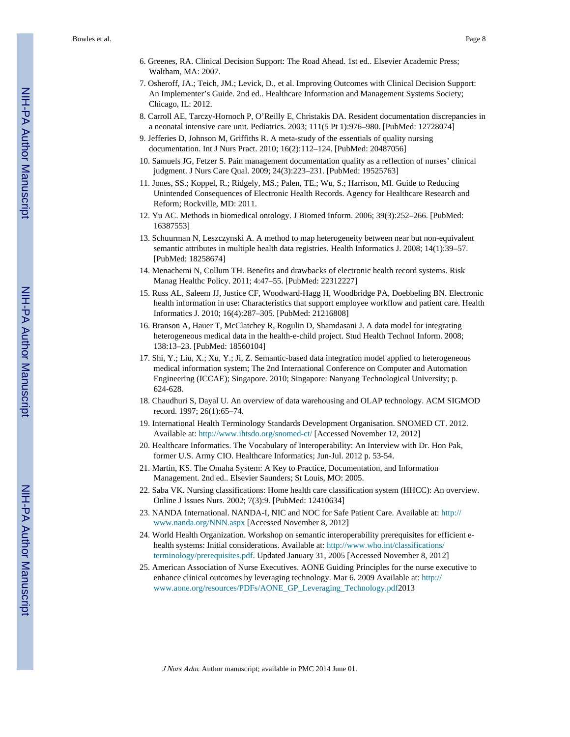6. Greenes, RA. Clinical Decision Support: The Road Ahead. 1st ed.. Elsevier Academic Press; Waltham, MA: 2007.
7. Osheroff, JA.; Teich, JM.; Levick, D., et al. Improving Outcomes with Clinical Decision Support: An Implementer's Guide. 2nd ed.. Healthcare Information and Management Systems Society; Chicago, IL: 2012.
8. Carroll AE, Tarczy-Hornoch P, O'Reilly E, Christakis DA. Resident documentation discrepancies in a neonatal intensive care unit. Pediatrics. 2003; 111(5 Pt 1):976–980. [PubMed: 12728074]
9. Jefferies D, Johnson M, Griffiths R. A meta-study of the essentials of quality nursing documentation. Int J Nurs Pract. 2010; 16(2):112–124. [PubMed: 20487056]
10. Samuels JG, Fetzer S. Pain management documentation quality as a reflection of nurses' clinical judgment. J Nurs Care Qual. 2009; 24(3):223–231. [PubMed: 19525763]
11. Jones, SS.; Koppel, R.; Ridgely, MS.; Palen, TE.; Wu, S.; Harrison, MI. Guide to Reducing Unintended Consequences of Electronic Health Records. Agency for Healthcare Research and Reform; Rockville, MD: 2011.
12. Yu AC. Methods in biomedical ontology. J Biomed Inform. 2006; 39(3):252–266. [PubMed: 16387553]
13. Schuurman N, Leszczynski A. A method to map heterogeneity between near but non-equivalent semantic attributes in multiple health data registries. Health Informatics J. 2008; 14(1):39–57. [PubMed: 18258674]
14. Menachemi N, Collum TH. Benefits and drawbacks of electronic health record systems. Risk Manag Healthc Policy. 2011; 4:47–55. [PubMed: 22312227]
15. Russ AL, Saleem JJ, Justice CF, Woodward-Hagg H, Woodbridge PA, Doebbeling BN. Electronic health information in use: Characteristics that support employee workflow and patient care. Health Informatics J. 2010; 16(4):287–305. [PubMed: 21216808]
16. Branson A, Hauer T, McClatchey R, Rogulin D, Shamdasani J. A data model for integrating heterogeneous medical data in the health-e-child project. Stud Health Technol Inform. 2008; 138:13–23. [PubMed: 18560104]
17. Shi, Y.; Liu, X.; Xu, Y.; Ji, Z. Semantic-based data integration model applied to heterogeneous medical information system; The 2nd International Conference on Computer and Automation Engineering (ICCAE); Singapore. 2010; Singapore: Nanyang Technological University; p. 624-628.
18. Chaudhuri S, Dayal U. An overview of data warehousing and OLAP technology. ACM SIGMOD record. 1997; 26(1):65–74.
19. International Health Terminology Standards Development Organisation. SNOMED CT. 2012. Available at: http://www.ihtsdo.org/snomed-ct/ [Accessed November 12, 2012]
20. Healthcare Informatics. The Vocabulary of Interoperability: An Interview with Dr. Hon Pak, former U.S. Army CIO. Healthcare Informatics; Jun-Jul. 2012 p. 53-54.
21. Martin, KS. The Omaha System: A Key to Practice, Documentation, and Information Management. 2nd ed.. Elsevier Saunders; St Louis, MO: 2005.
22. Saba VK. Nursing classifications: Home health care classification system (HHCC): An overview. Online J Issues Nurs. 2002; 7(3):9. [PubMed: 12410634]
23. NANDA International. NANDA-I, NIC and NOC for Safe Patient Care. Available at: http://www.nanda.org/NNN.aspx [Accessed November 8, 2012]
24. World Health Organization. Workshop on semantic interoperability prerequisites for efficient e-health systems: Initial considerations. Available at: http://www.who.int/classifications/terminology/prerequisites.pdf. Updated January 31, 2005 [Accessed November 8, 2012]
25. American Association of Nurse Executives. AONE Guiding Principles for the nurse executive to enhance clinical outcomes by leveraging technology. Mar 6. 2009 Available at: http://www.aone.org/resources/PDFs/AONE_GP_Leveraging_Technology.pdf2013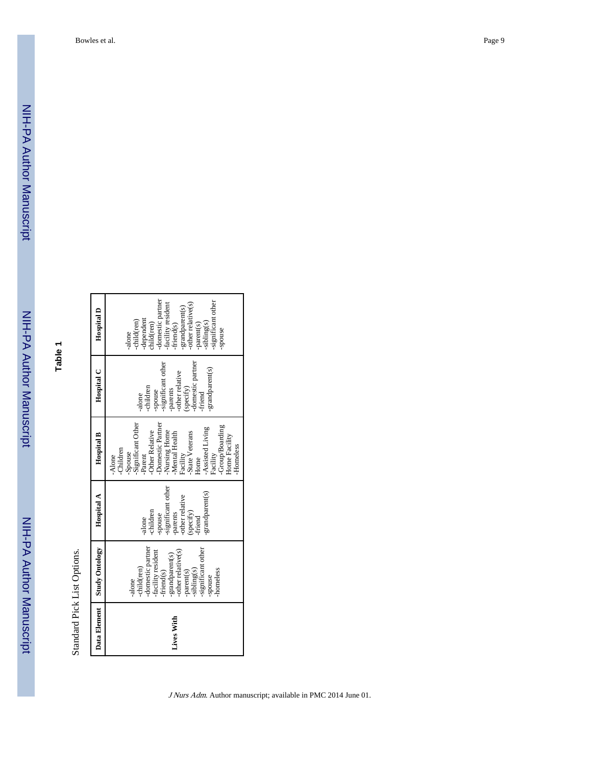**Table 1**

Standard Pick List Options.

| Data Element | Study Ontology | Hospital A | Hospital B | Hospital C | Hospital D |
|---|---|---|---|---|---|
| **Lives With** | -alone<br>-child(ren)<br>-domestic partner<br>-facility resident<br>-friend(s)<br>-grandparent(s)<br>-other relative(s)<br>-parent(s)<br>-sibling(s)<br>-significant other<br>-spouse<br>-homeless | -alone<br>-children<br>-spouse<br>-significant other<br>-parents<br>-other relative (specify)<br>-friend<br>-grandparent(s) | -Alone<br>-Children<br>-Spouse<br>-Significant Other<br>-Parent<br>-Other Relative<br>-Domestic Partner<br>-Nursing Home<br>-Mental Health Facility<br>-State Veterans Home<br>-Assisted Living Facility<br>-Group/Boarding Home Facility<br>-Homeless | -alone<br>-children<br>-spouse<br>-significant other<br>-parents<br>-other relative (specify)<br>-domestic partner<br>-friend<br>-grandparent(s) | -alone<br>-child(ren)<br>-dependent child(ren)<br>-domestic partner<br>-facility resident<br>-friend(s)<br>-grandparent(s)<br>-other relative(s)<br>-parent(s)<br>-sibling(s)<br>-significant other<br>-spouse |